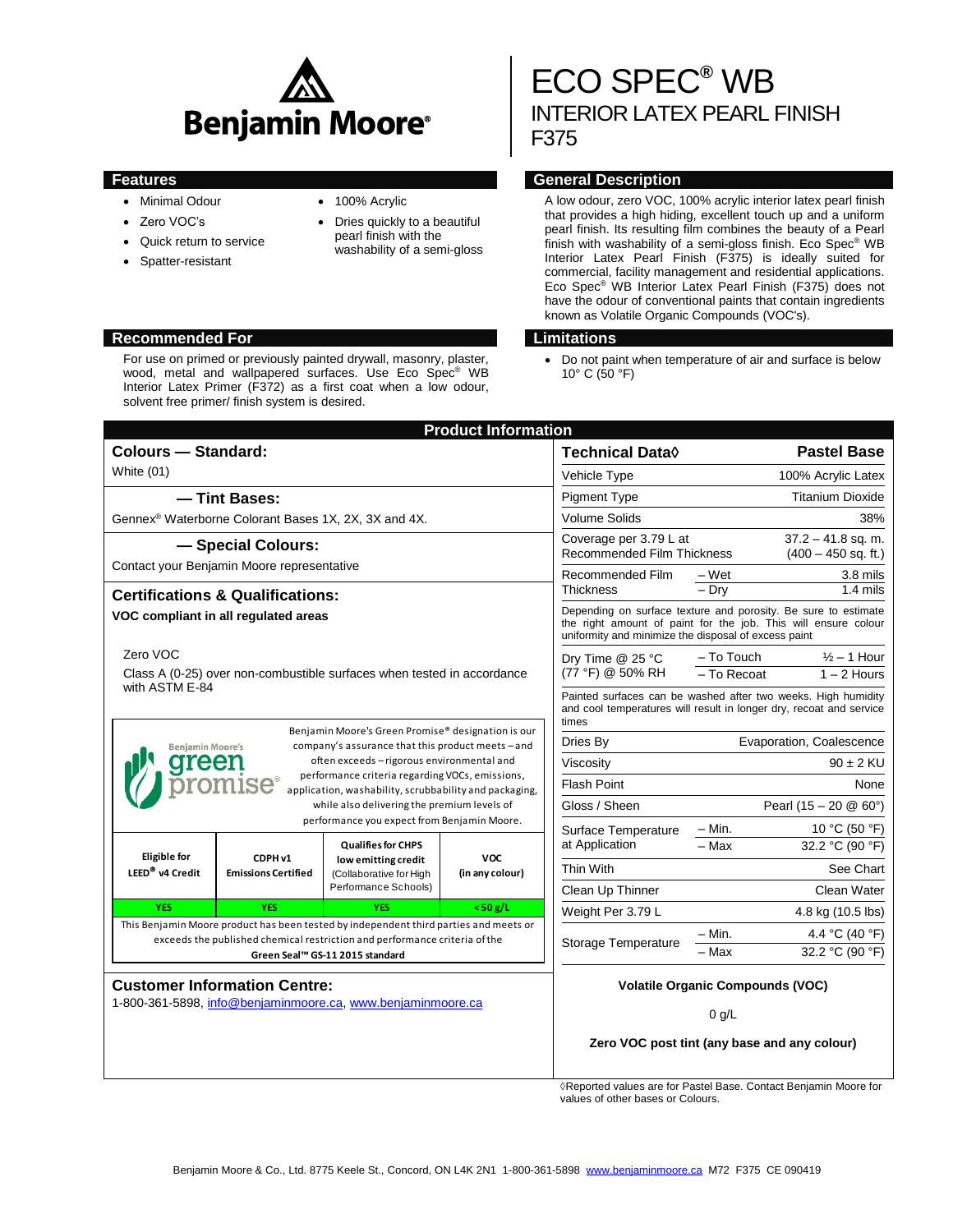Benjamin Moore®

# ECO SPEC® WB

## INTERIOR LATEX PEARL FINISH

## F375

### Features

- Minimal Odour
- Zero VOC's
- Quick return to service
- Spatter-resistant
- 100% Acrylic
- Dries quickly to a beautiful pearl finish with the washability of a semi-gloss

### General Description

A low odour, zero VOC, 100% acrylic interior latex pearl finish that provides a high hiding, excellent touch up and a uniform pearl finish. Its resulting film combines the beauty of a Pearl finish with washability of a semi-gloss finish. Eco Spec® WB Interior Latex Pearl Finish (F375) is ideally suited for commercial, facility management and residential applications. Eco Spec® WB Interior Latex Pearl Finish (F375) does not have the odour of conventional paints that contain ingredients known as Volatile Organic Compounds (VOC's).

### Recommended For

For use on primed or previously painted drywall, masonry, plaster, wood, metal and wallpapered surfaces. Use Eco Spec® WB Interior Latex Primer (F372) as a first coat when a low odour, solvent free primer/ finish system is desired.

### Limitations

- Do not paint when temperature of air and surface is below 10° C (50 °F)

## Product Information

### Colours — Standard:

White (01)

#### — Tint Bases:

Gennex® Waterborne Colorant Bases 1X, 2X, 3X and 4X.

#### — Special Colours:

Contact your Benjamin Moore representative

### Certifications & Qualifications:

**VOC compliant in all regulated areas**

Zero VOC

Class A (0-25) over non-combustible surfaces when tested in accordance with ASTM E-84

Benjamin Moore's green promise®

Benjamin Moore's Green Promise® designation is our company's assurance that this product meets – and often exceeds – rigorous environmental and performance criteria regarding VOCs, emissions, application, washability, scrubbability and packaging, while also delivering the premium levels of performance you expect from Benjamin Moore.

| Eligible for LEED® v4 Credit | CDPH v1 Emissions Certified | Qualifies for CHPS low emitting credit (Collaborative for High Performance Schools) | VOC (in any colour) |
|---|---|---|---|
| YES | YES | YES | < 50 g/L |

This Benjamin Moore product has been tested by independent third parties and meets or exceeds the published chemical restriction and performance criteria of the **Green Seal™ GS-11 2015 standard**

### Customer Information Centre:

1-800-361-5898, info@benjaminmoore.ca, www.benjaminmoore.ca

| Technical Data◊ | | Pastel Base |
|---|---|---|
| Vehicle Type | | 100% Acrylic Latex |
| Pigment Type | | Titanium Dioxide |
| Volume Solids | | 38% |
| Coverage per 3.79 L at Recommended Film Thickness | | 37.2 – 41.8 sq. m. (400 – 450 sq. ft.) |
| Recommended Film Thickness | – Wet | 3.8 mils |
| | – Dry | 1.4 mils |
| Depending on surface texture and porosity. Be sure to estimate the right amount of paint for the job. This will ensure colour uniformity and minimize the disposal of excess paint | | |
| Dry Time @ 25 °C (77 °F) @ 50% RH | – To Touch | ½ – 1 Hour |
| | – To Recoat | 1 – 2 Hours |
| Painted surfaces can be washed after two weeks. High humidity and cool temperatures will result in longer dry, recoat and service times | | |
| Dries By | | Evaporation, Coalescence |
| Viscosity | | 90 ± 2 KU |
| Flash Point | | None |
| Gloss / Sheen | | Pearl (15 – 20 @ 60°) |
| Surface Temperature at Application | – Min. | 10 °C (50 °F) |
| | – Max | 32.2 °C (90 °F) |
| Thin With | | See Chart |
| Clean Up Thinner | | Clean Water |
| Weight Per 3.79 L | | 4.8 kg (10.5 lbs) |
| Storage Temperature | – Min. | 4.4 °C (40 °F) |
| | – Max | 32.2 °C (90 °F) |

**Volatile Organic Compounds (VOC)**

0 g/L

**Zero VOC post tint (any base and any colour)**

◊Reported values are for Pastel Base. Contact Benjamin Moore for values of other bases or Colours.

Benjamin Moore & Co., Ltd. 8775 Keele St., Concord, ON L4K 2N1 1-800-361-5898 www.benjaminmoore.ca M72 F375 CE 090419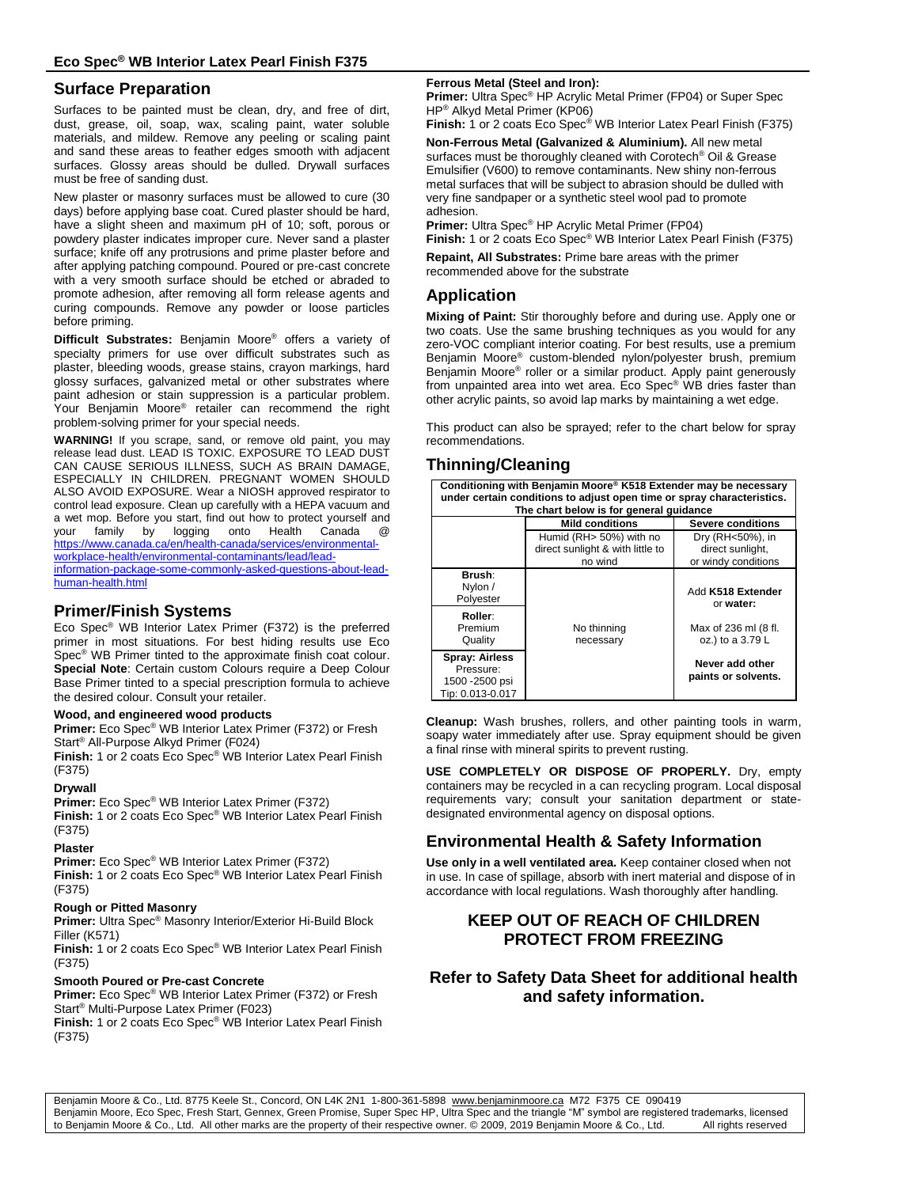## Surface Preparation

Surfaces to be painted must be clean, dry, and free of dirt, dust, grease, oil, soap, wax, scaling paint, water soluble materials, and mildew. Remove any peeling or scaling paint and sand these areas to feather edges smooth with adjacent surfaces. Glossy areas should be dulled. Drywall surfaces must be free of sanding dust.

New plaster or masonry surfaces must be allowed to cure (30 days) before applying base coat. Cured plaster should be hard, have a slight sheen and maximum pH of 10; soft, porous or powdery plaster indicates improper cure. Never sand a plaster surface; knife off any protrusions and prime plaster before and after applying patching compound. Poured or pre-cast concrete with a very smooth surface should be etched or abraded to promote adhesion, after removing all form release agents and curing compounds. Remove any powder or loose particles before priming.

**Difficult Substrates:** Benjamin Moore® offers a variety of specialty primers for use over difficult substrates such as plaster, bleeding woods, grease stains, crayon markings, hard glossy surfaces, galvanized metal or other substrates where paint adhesion or stain suppression is a particular problem. Your Benjamin Moore® retailer can recommend the right problem-solving primer for your special needs.

**WARNING!** If you scrape, sand, or remove old paint, you may release lead dust. LEAD IS TOXIC. EXPOSURE TO LEAD DUST CAN CAUSE SERIOUS ILLNESS, SUCH AS BRAIN DAMAGE, ESPECIALLY IN CHILDREN. PREGNANT WOMEN SHOULD ALSO AVOID EXPOSURE. Wear a NIOSH approved respirator to control lead exposure. Clean up carefully with a HEPA vacuum and a wet mop. Before you start, find out how to protect yourself and your family by logging onto Health Canada @ https://www.canada.ca/en/health-canada/services/environmental-workplace-health/environmental-contaminants/lead/lead-information-package-some-commonly-asked-questions-about-lead-human-health.html

## Primer/Finish Systems

Eco Spec® WB Interior Latex Primer (F372) is the preferred primer in most situations. For best hiding results use Eco Spec® WB Primer tinted to the approximate finish coat colour. **Special Note**: Certain custom Colours require a Deep Colour Base Primer tinted to a special prescription formula to achieve the desired colour. Consult your retailer.

**Wood, and engineered wood products**
**Primer:** Eco Spec® WB Interior Latex Primer (F372) or Fresh Start® All-Purpose Alkyd Primer (F024)
**Finish:** 1 or 2 coats Eco Spec® WB Interior Latex Pearl Finish (F375)

**Drywall**
**Primer:** Eco Spec® WB Interior Latex Primer (F372)
**Finish:** 1 or 2 coats Eco Spec® WB Interior Latex Pearl Finish (F375)

**Plaster**
**Primer:** Eco Spec® WB Interior Latex Primer (F372)
**Finish:** 1 or 2 coats Eco Spec® WB Interior Latex Pearl Finish (F375)

**Rough or Pitted Masonry**
**Primer:** Ultra Spec® Masonry Interior/Exterior Hi-Build Block Filler (K571)
**Finish:** 1 or 2 coats Eco Spec® WB Interior Latex Pearl Finish (F375)

**Smooth Poured or Pre-cast Concrete**
**Primer:** Eco Spec® WB Interior Latex Primer (F372) or Fresh Start® Multi-Purpose Latex Primer (F023)
**Finish:** 1 or 2 coats Eco Spec® WB Interior Latex Pearl Finish (F375)

**Ferrous Metal (Steel and Iron):**
**Primer:** Ultra Spec® HP Acrylic Metal Primer (FP04) or Super Spec HP® Alkyd Metal Primer (KP06)
**Finish:** 1 or 2 coats Eco Spec® WB Interior Latex Pearl Finish (F375)

**Non-Ferrous Metal (Galvanized & Aluminium).** All new metal surfaces must be thoroughly cleaned with Corotech® Oil & Grease Emulsifier (V600) to remove contaminants. New shiny non-ferrous metal surfaces that will be subject to abrasion should be dulled with very fine sandpaper or a synthetic steel wool pad to promote adhesion.
**Primer:** Ultra Spec® HP Acrylic Metal Primer (FP04)
**Finish:** 1 or 2 coats Eco Spec® WB Interior Latex Pearl Finish (F375)

**Repaint, All Substrates:** Prime bare areas with the primer recommended above for the substrate

## Application

**Mixing of Paint:** Stir thoroughly before and during use. Apply one or two coats. Use the same brushing techniques as you would for any zero-VOC compliant interior coating. For best results, use a premium Benjamin Moore® custom-blended nylon/polyester brush, premium Benjamin Moore® roller or a similar product. Apply paint generously from unpainted area into wet area. Eco Spec® WB dries faster than other acrylic paints, so avoid lap marks by maintaining a wet edge.

This product can also be sprayed; refer to the chart below for spray recommendations.

## Thinning/Cleaning

**Conditioning with Benjamin Moore® K518 Extender may be necessary under certain conditions to adjust open time or spray characteristics. The chart below is for general guidance**

| | Mild conditions | Severe conditions |
|---|---|---|
| | Humid (RH> 50%) with no direct sunlight & with little to no wind | Dry (RH<50%), in direct sunlight, or windy conditions |
| **Brush**: Nylon / Polyester | No thinning necessary | Add **K518 Extender** or **water:** |
| **Roller**: Premium Quality | | Max of 236 ml (8 fl. oz.) to a 3.79 L |
| **Spray: Airless** Pressure: 1500 -2500 psi Tip: 0.013-0.017 | | **Never add other paints or solvents.** |

**Cleanup:** Wash brushes, rollers, and other painting tools in warm, soapy water immediately after use. Spray equipment should be given a final rinse with mineral spirits to prevent rusting.

**USE COMPLETELY OR DISPOSE OF PROPERLY.** Dry, empty containers may be recycled in a can recycling program. Local disposal requirements vary; consult your sanitation department or state-designated environmental agency on disposal options.

## Environmental Health & Safety Information

**Use only in a well ventilated area.** Keep container closed when not in use. In case of spillage, absorb with inert material and dispose of in accordance with local regulations. Wash thoroughly after handling.

**KEEP OUT OF REACH OF CHILDREN**
**PROTECT FROM FREEZING**

**Refer to Safety Data Sheet for additional health and safety information.**

Benjamin Moore & Co., Ltd. 8775 Keele St., Concord, ON L4K 2N1 1-800-361-5898 www.benjaminmoore.ca M72 F375 CE 090419
Benjamin Moore, Eco Spec, Fresh Start, Gennex, Green Promise, Super Spec HP, Ultra Spec and the triangle "M" symbol are registered trademarks, licensed to Benjamin Moore & Co., Ltd. All other marks are the property of their respective owner. © 2009, 2019 Benjamin Moore & Co., Ltd. All rights reserved